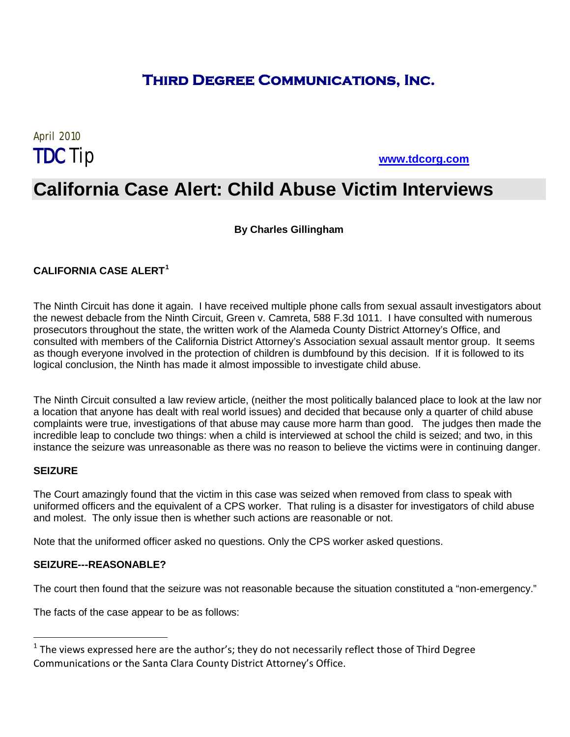**Third Degree Communications, Inc.**

April 2010

TDC Tip

**www.tdcorg.com**

# California Case Alert: Child Abuse Victim Interviews

**By Charles Gillingham**

**CALIFORNIA CASE ALERT**[1]

The Ninth Circuit has done it again. I have received multiple phone calls from sexual assault investigators about the newest debacle from the Ninth Circuit, Green v. Camreta, 588 F.3d 1011. I have consulted with numerous prosecutors throughout the state, the written work of the Alameda County District Attorney's Office, and consulted with members of the California District Attorney's Association sexual assault mentor group. It seems as though everyone involved in the protection of children is dumbfound by this decision. If it is followed to its logical conclusion, the Ninth has made it almost impossible to investigate child abuse.

The Ninth Circuit consulted a law review article, (neither the most politically balanced place to look at the law nor a location that anyone has dealt with real world issues) and decided that because only a quarter of child abuse complaints were true, investigations of that abuse may cause more harm than good. The judges then made the incredible leap to conclude two things: when a child is interviewed at school the child is seized; and two, in this instance the seizure was unreasonable as there was no reason to believe the victims were in continuing danger.

**SEIZURE**

The Court amazingly found that the victim in this case was seized when removed from class to speak with uniformed officers and the equivalent of a CPS worker. That ruling is a disaster for investigators of child abuse and molest. The only issue then is whether such actions are reasonable or not.

Note that the uniformed officer asked no questions. Only the CPS worker asked questions.

**SEIZURE---REASONABLE?**

The court then found that the seizure was not reasonable because the situation constituted a "non-emergency."

The facts of the case appear to be as follows:

---

[1] The views expressed here are the author's; they do not necessarily reflect those of Third Degree Communications or the Santa Clara County District Attorney's Office.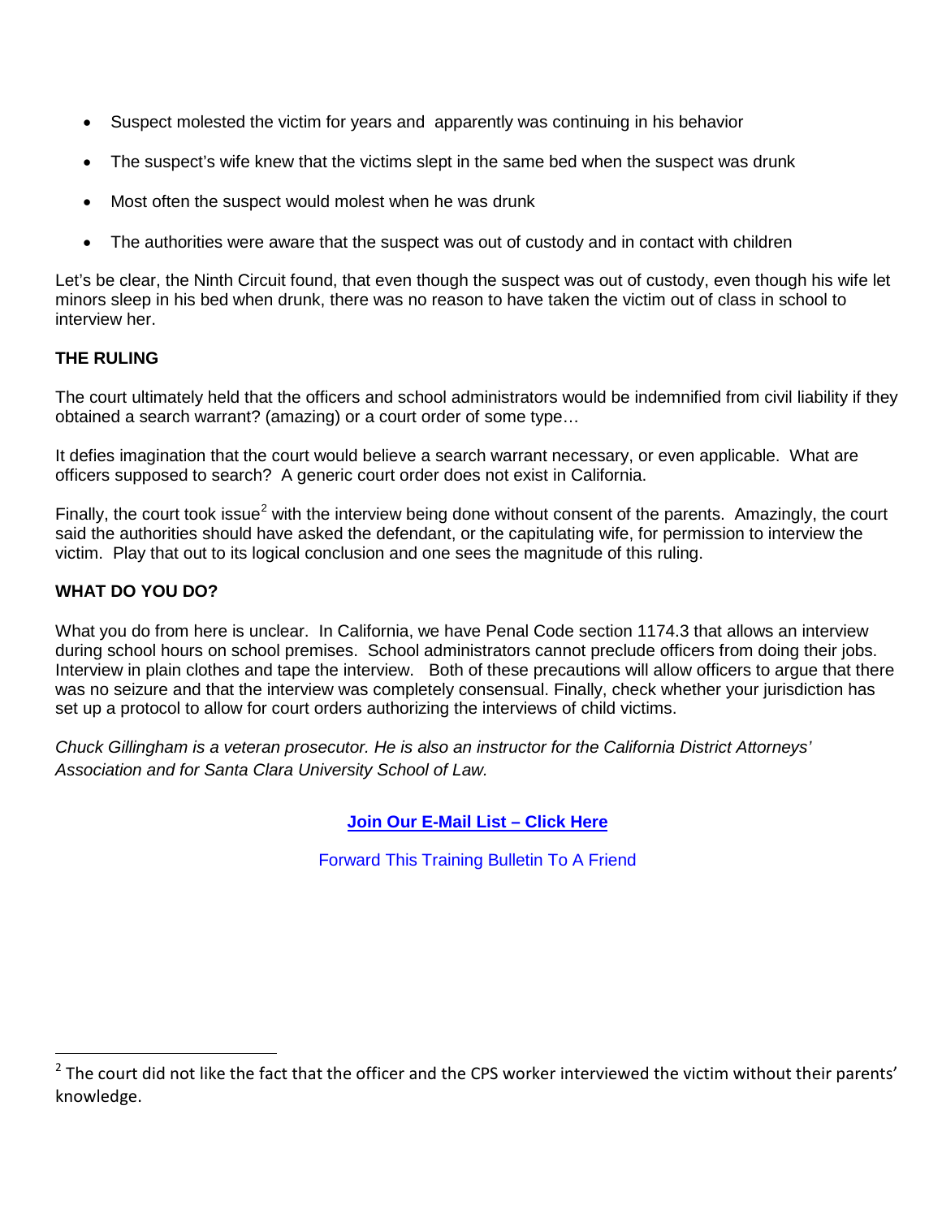- Suspect molested the victim for years and apparently was continuing in his behavior
- The suspect's wife knew that the victims slept in the same bed when the suspect was drunk
- Most often the suspect would molest when he was drunk
- The authorities were aware that the suspect was out of custody and in contact with children

Let's be clear, the Ninth Circuit found, that even though the suspect was out of custody, even though his wife let minors sleep in his bed when drunk, there was no reason to have taken the victim out of class in school to interview her.

**THE RULING**

The court ultimately held that the officers and school administrators would be indemnified from civil liability if they obtained a search warrant? (amazing) or a court order of some type…

It defies imagination that the court would believe a search warrant necessary, or even applicable. What are officers supposed to search? A generic court order does not exist in California.

Finally, the court took issue[2] with the interview being done without consent of the parents. Amazingly, the court said the authorities should have asked the defendant, or the capitulating wife, for permission to interview the victim. Play that out to its logical conclusion and one sees the magnitude of this ruling.

**WHAT DO YOU DO?**

What you do from here is unclear. In California, we have Penal Code section 1174.3 that allows an interview during school hours on school premises. School administrators cannot preclude officers from doing their jobs. Interview in plain clothes and tape the interview. Both of these precautions will allow officers to argue that there was no seizure and that the interview was completely consensual. Finally, check whether your jurisdiction has set up a protocol to allow for court orders authorizing the interviews of child victims.

*Chuck Gillingham is a veteran prosecutor. He is also an instructor for the California District Attorneys' Association and for Santa Clara University School of Law.*

**Join Our E-Mail List – Click Here**

Forward This Training Bulletin To A Friend

---

[2] The court did not like the fact that the officer and the CPS worker interviewed the victim without their parents' knowledge.